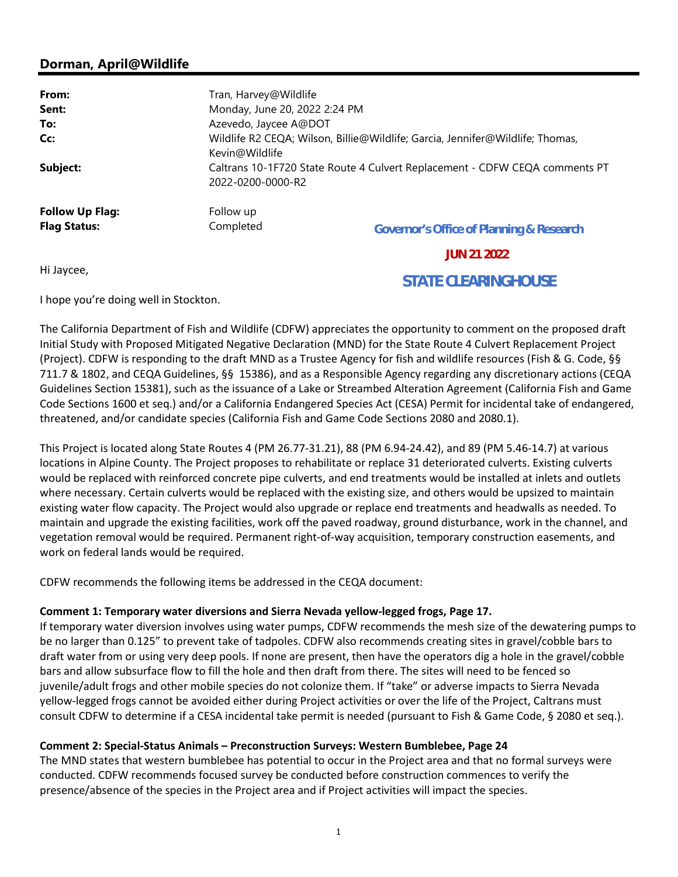## Dorman, April@Wildlife

| | |
|---|---|
| **From:** | Tran, Harvey@Wildlife |
| **Sent:** | Monday, June 20, 2022 2:24 PM |
| **To:** | Azevedo, Jaycee A@DOT |
| **Cc:** | Wildlife R2 CEQA; Wilson, Billie@Wildlife; Garcia, Jennifer@Wildlife; Thomas, Kevin@Wildlife |
| **Subject:** | Caltrans 10-1F720 State Route 4 Culvert Replacement - CDFW CEQA comments PT 2022-0200-0000-R2 |
| **Follow Up Flag:** | Follow up |
| **Flag Status:** | Completed |

**Governor's Office of Planning & Research**

**JUN 21 2022**

**STATE CLEARINGHOUSE**

Hi Jaycee,

I hope you're doing well in Stockton.

The California Department of Fish and Wildlife (CDFW) appreciates the opportunity to comment on the proposed draft Initial Study with Proposed Mitigated Negative Declaration (MND) for the State Route 4 Culvert Replacement Project (Project). CDFW is responding to the draft MND as a Trustee Agency for fish and wildlife resources (Fish & G. Code, §§ 711.7 & 1802, and CEQA Guidelines, §§ 15386), and as a Responsible Agency regarding any discretionary actions (CEQA Guidelines Section 15381), such as the issuance of a Lake or Streambed Alteration Agreement (California Fish and Game Code Sections 1600 et seq.) and/or a California Endangered Species Act (CESA) Permit for incidental take of endangered, threatened, and/or candidate species (California Fish and Game Code Sections 2080 and 2080.1).

This Project is located along State Routes 4 (PM 26.77-31.21), 88 (PM 6.94-24.42), and 89 (PM 5.46-14.7) at various locations in Alpine County. The Project proposes to rehabilitate or replace 31 deteriorated culverts. Existing culverts would be replaced with reinforced concrete pipe culverts, and end treatments would be installed at inlets and outlets where necessary. Certain culverts would be replaced with the existing size, and others would be upsized to maintain existing water flow capacity. The Project would also upgrade or replace end treatments and headwalls as needed. To maintain and upgrade the existing facilities, work off the paved roadway, ground disturbance, work in the channel, and vegetation removal would be required. Permanent right-of-way acquisition, temporary construction easements, and work on federal lands would be required.

CDFW recommends the following items be addressed in the CEQA document:

**Comment 1: Temporary water diversions and Sierra Nevada yellow-legged frogs, Page 17.**
If temporary water diversion involves using water pumps, CDFW recommends the mesh size of the dewatering pumps to be no larger than 0.125" to prevent take of tadpoles. CDFW also recommends creating sites in gravel/cobble bars to draft water from or using very deep pools. If none are present, then have the operators dig a hole in the gravel/cobble bars and allow subsurface flow to fill the hole and then draft from there. The sites will need to be fenced so juvenile/adult frogs and other mobile species do not colonize them. If "take" or adverse impacts to Sierra Nevada yellow-legged frogs cannot be avoided either during Project activities or over the life of the Project, Caltrans must consult CDFW to determine if a CESA incidental take permit is needed (pursuant to Fish & Game Code, § 2080 et seq.).

**Comment 2: Special-Status Animals – Preconstruction Surveys: Western Bumblebee, Page 24**
The MND states that western bumblebee has potential to occur in the Project area and that no formal surveys were conducted. CDFW recommends focused survey be conducted before construction commences to verify the presence/absence of the species in the Project area and if Project activities will impact the species.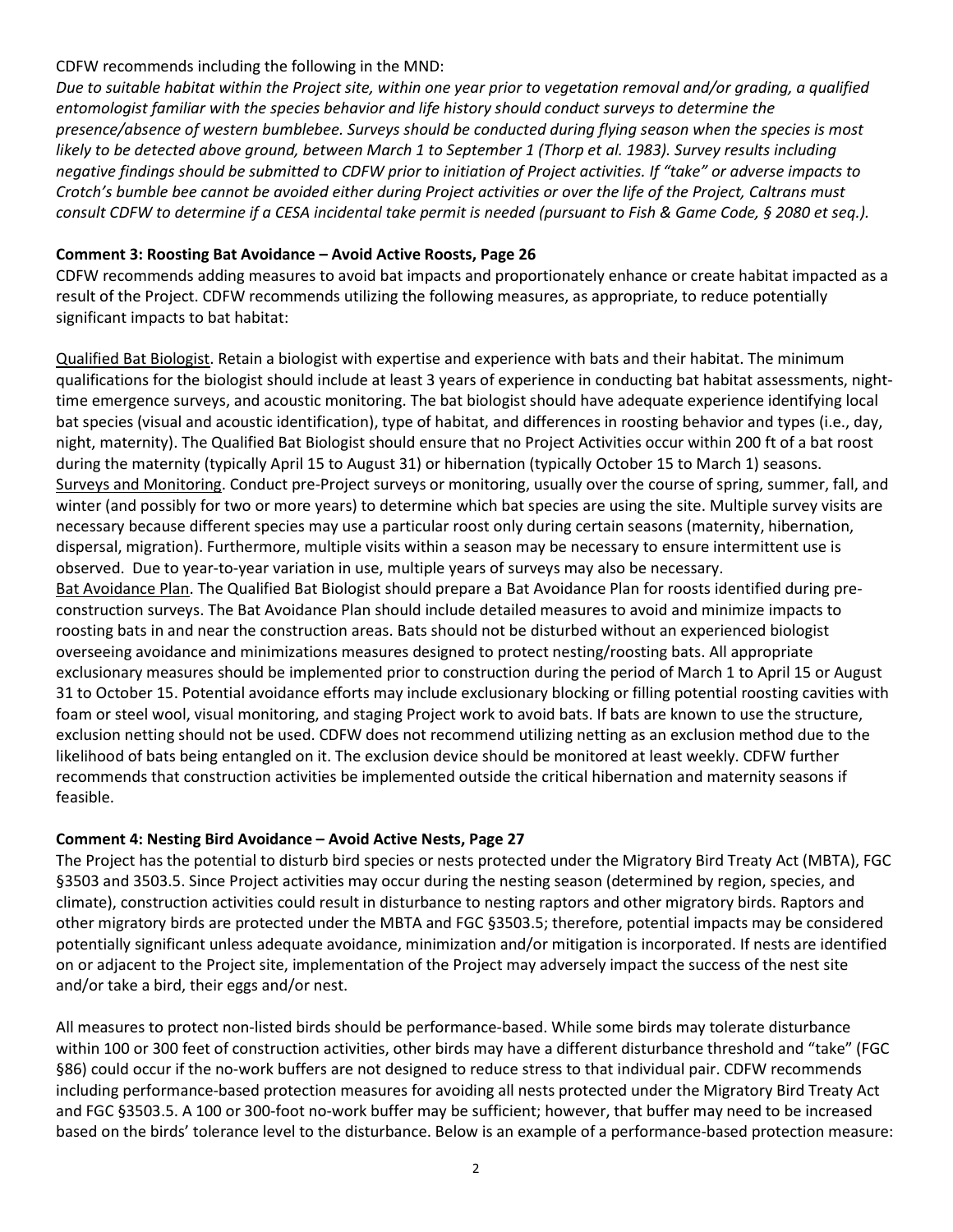CDFW recommends including the following in the MND:

*Due to suitable habitat within the Project site, within one year prior to vegetation removal and/or grading, a qualified entomologist familiar with the species behavior and life history should conduct surveys to determine the presence/absence of western bumblebee. Surveys should be conducted during flying season when the species is most likely to be detected above ground, between March 1 to September 1 (Thorp et al. 1983). Survey results including negative findings should be submitted to CDFW prior to initiation of Project activities. If "take" or adverse impacts to Crotch's bumble bee cannot be avoided either during Project activities or over the life of the Project, Caltrans must consult CDFW to determine if a CESA incidental take permit is needed (pursuant to Fish & Game Code, § 2080 et seq.).*

**Comment 3: Roosting Bat Avoidance – Avoid Active Roosts, Page 26**

CDFW recommends adding measures to avoid bat impacts and proportionately enhance or create habitat impacted as a result of the Project. CDFW recommends utilizing the following measures, as appropriate, to reduce potentially significant impacts to bat habitat:

Qualified Bat Biologist. Retain a biologist with expertise and experience with bats and their habitat. The minimum qualifications for the biologist should include at least 3 years of experience in conducting bat habitat assessments, night-time emergence surveys, and acoustic monitoring. The bat biologist should have adequate experience identifying local bat species (visual and acoustic identification), type of habitat, and differences in roosting behavior and types (i.e., day, night, maternity). The Qualified Bat Biologist should ensure that no Project Activities occur within 200 ft of a bat roost during the maternity (typically April 15 to August 31) or hibernation (typically October 15 to March 1) seasons.

Surveys and Monitoring. Conduct pre-Project surveys or monitoring, usually over the course of spring, summer, fall, and winter (and possibly for two or more years) to determine which bat species are using the site. Multiple survey visits are necessary because different species may use a particular roost only during certain seasons (maternity, hibernation, dispersal, migration). Furthermore, multiple visits within a season may be necessary to ensure intermittent use is observed. Due to year-to-year variation in use, multiple years of surveys may also be necessary.

Bat Avoidance Plan. The Qualified Bat Biologist should prepare a Bat Avoidance Plan for roosts identified during pre-construction surveys. The Bat Avoidance Plan should include detailed measures to avoid and minimize impacts to roosting bats in and near the construction areas. Bats should not be disturbed without an experienced biologist overseeing avoidance and minimizations measures designed to protect nesting/roosting bats. All appropriate exclusionary measures should be implemented prior to construction during the period of March 1 to April 15 or August 31 to October 15. Potential avoidance efforts may include exclusionary blocking or filling potential roosting cavities with foam or steel wool, visual monitoring, and staging Project work to avoid bats. If bats are known to use the structure, exclusion netting should not be used. CDFW does not recommend utilizing netting as an exclusion method due to the likelihood of bats being entangled on it. The exclusion device should be monitored at least weekly. CDFW further recommends that construction activities be implemented outside the critical hibernation and maternity seasons if feasible.

**Comment 4: Nesting Bird Avoidance – Avoid Active Nests, Page 27**

The Project has the potential to disturb bird species or nests protected under the Migratory Bird Treaty Act (MBTA), FGC §3503 and 3503.5. Since Project activities may occur during the nesting season (determined by region, species, and climate), construction activities could result in disturbance to nesting raptors and other migratory birds. Raptors and other migratory birds are protected under the MBTA and FGC §3503.5; therefore, potential impacts may be considered potentially significant unless adequate avoidance, minimization and/or mitigation is incorporated. If nests are identified on or adjacent to the Project site, implementation of the Project may adversely impact the success of the nest site and/or take a bird, their eggs and/or nest.

All measures to protect non-listed birds should be performance-based. While some birds may tolerate disturbance within 100 or 300 feet of construction activities, other birds may have a different disturbance threshold and "take" (FGC §86) could occur if the no-work buffers are not designed to reduce stress to that individual pair. CDFW recommends including performance-based protection measures for avoiding all nests protected under the Migratory Bird Treaty Act and FGC §3503.5. A 100 or 300-foot no-work buffer may be sufficient; however, that buffer may need to be increased based on the birds' tolerance level to the disturbance. Below is an example of a performance-based protection measure: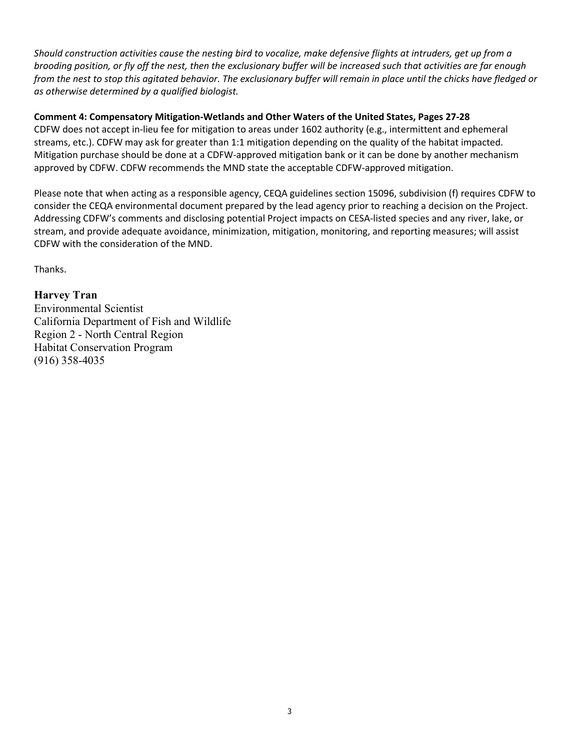*Should construction activities cause the nesting bird to vocalize, make defensive flights at intruders, get up from a brooding position, or fly off the nest, then the exclusionary buffer will be increased such that activities are far enough from the nest to stop this agitated behavior. The exclusionary buffer will remain in place until the chicks have fledged or as otherwise determined by a qualified biologist.*

**Comment 4: Compensatory Mitigation-Wetlands and Other Waters of the United States, Pages 27-28**

CDFW does not accept in-lieu fee for mitigation to areas under 1602 authority (e.g., intermittent and ephemeral streams, etc.). CDFW may ask for greater than 1:1 mitigation depending on the quality of the habitat impacted. Mitigation purchase should be done at a CDFW-approved mitigation bank or it can be done by another mechanism approved by CDFW. CDFW recommends the MND state the acceptable CDFW-approved mitigation.

Please note that when acting as a responsible agency, CEQA guidelines section 15096, subdivision (f) requires CDFW to consider the CEQA environmental document prepared by the lead agency prior to reaching a decision on the Project. Addressing CDFW's comments and disclosing potential Project impacts on CESA-listed species and any river, lake, or stream, and provide adequate avoidance, minimization, mitigation, monitoring, and reporting measures; will assist CDFW with the consideration of the MND.

Thanks.

**Harvey Tran**
Environmental Scientist
California Department of Fish and Wildlife
Region 2 - North Central Region
Habitat Conservation Program
(916) 358-4035